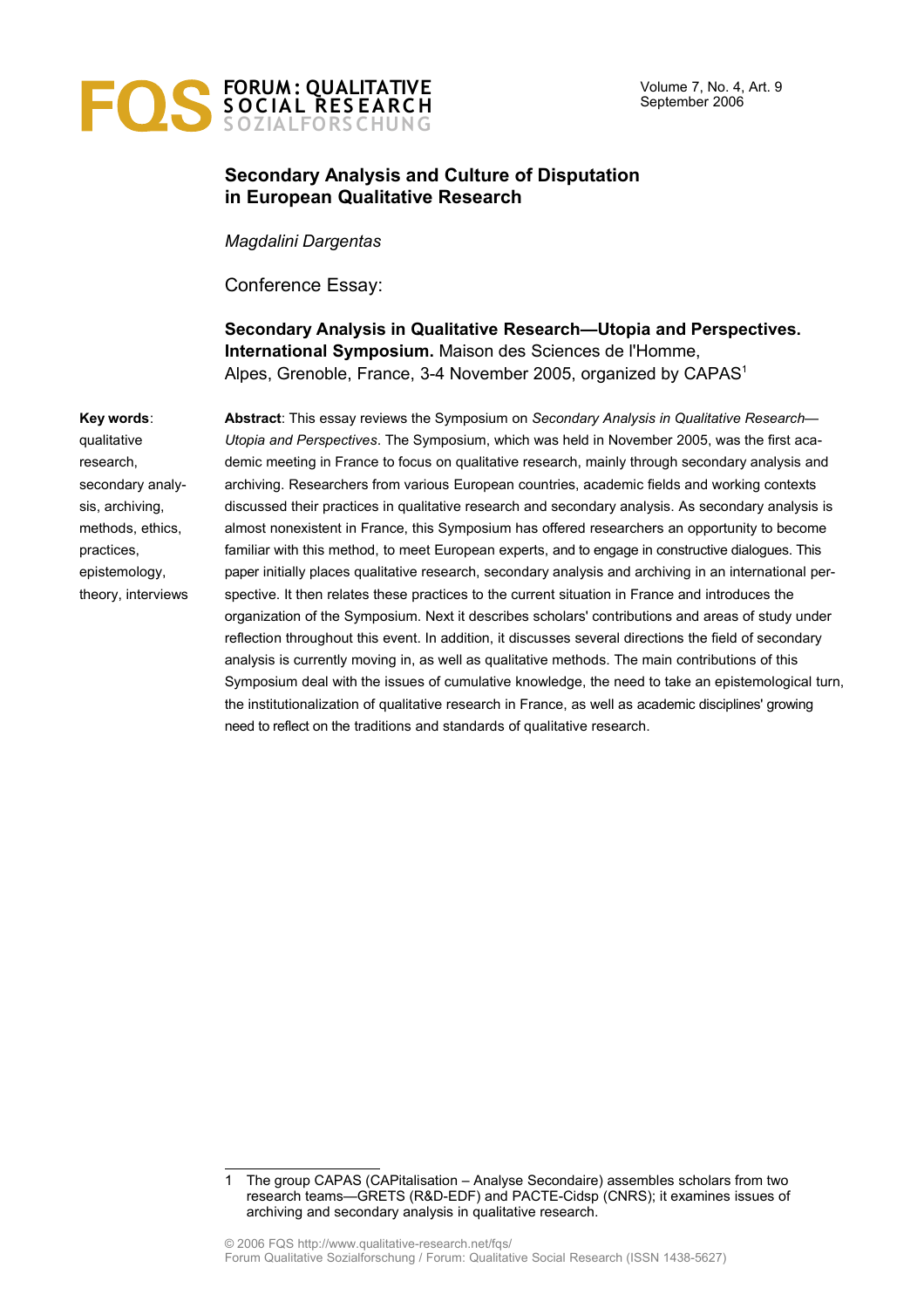# Secondary Analysis and Culture of Disputation in European Qualitative Research

*Magdalini Dargentas*

Conference Essay:

**Secondary Analysis in Qualitative Research—Utopia and Perspectives. International Symposium.** Maison des Sciences de l'Homme, Alpes, Grenoble, France, 3-4 November 2005, organized by CAPAS[1]

**Key words**: qualitative research, secondary analysis, archiving, methods, ethics, practices, epistemology, theory, interviews

**Abstract**: This essay reviews the Symposium on *Secondary Analysis in Qualitative Research—Utopia and Perspectives*. The Symposium, which was held in November 2005, was the first academic meeting in France to focus on qualitative research, mainly through secondary analysis and archiving. Researchers from various European countries, academic fields and working contexts discussed their practices in qualitative research and secondary analysis. As secondary analysis is almost nonexistent in France, this Symposium has offered researchers an opportunity to become familiar with this method, to meet European experts, and to engage in constructive dialogues. This paper initially places qualitative research, secondary analysis and archiving in an international perspective. It then relates these practices to the current situation in France and introduces the organization of the Symposium. Next it describes scholars' contributions and areas of study under reflection throughout this event. In addition, it discusses several directions the field of secondary analysis is currently moving in, as well as qualitative methods. The main contributions of this Symposium deal with the issues of cumulative knowledge, the need to take an epistemological turn, the institutionalization of qualitative research in France, as well as academic disciplines' growing need to reflect on the traditions and standards of qualitative research.

---

1 The group CAPAS (CAPitalisation – Analyse Secondaire) assembles scholars from two research teams—GRETS (R&D-EDF) and PACTE-Cidsp (CNRS); it examines issues of archiving and secondary analysis in qualitative research.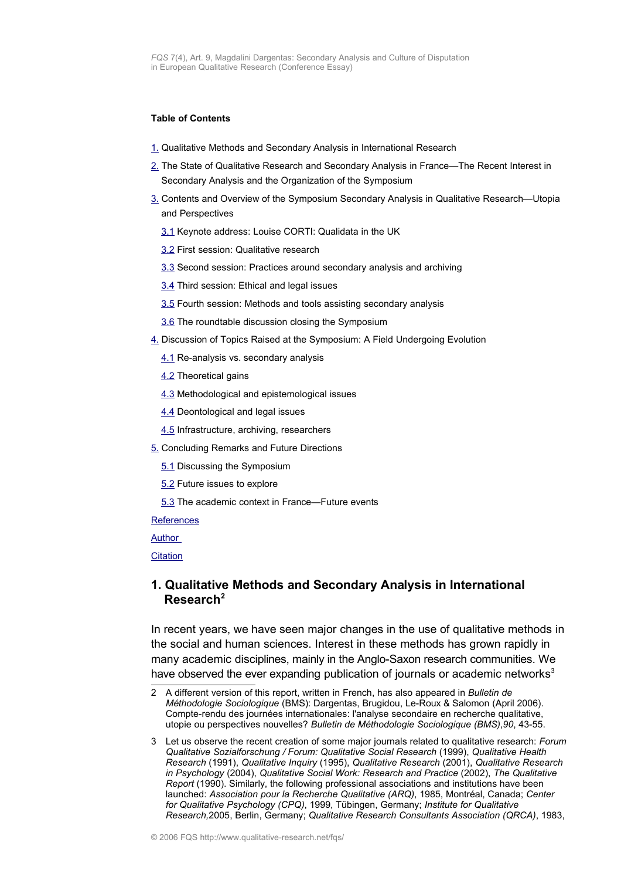**Table of Contents**

1. Qualitative Methods and Secondary Analysis in International Research
2. The State of Qualitative Research and Secondary Analysis in France—The Recent Interest in Secondary Analysis and the Organization of the Symposium
3. Contents and Overview of the Symposium Secondary Analysis in Qualitative Research—Utopia and Perspectives
   - 3.1 Keynote address: Louise CORTI: Qualidata in the UK
   - 3.2 First session: Qualitative research
   - 3.3 Second session: Practices around secondary analysis and archiving
   - 3.4 Third session: Ethical and legal issues
   - 3.5 Fourth session: Methods and tools assisting secondary analysis
   - 3.6 The roundtable discussion closing the Symposium
4. Discussion of Topics Raised at the Symposium: A Field Undergoing Evolution
   - 4.1 Re-analysis vs. secondary analysis
   - 4.2 Theoretical gains
   - 4.3 Methodological and epistemological issues
   - 4.4 Deontological and legal issues
   - 4.5 Infrastructure, archiving, researchers
5. Concluding Remarks and Future Directions
   - 5.1 Discussing the Symposium
   - 5.2 Future issues to explore
   - 5.3 The academic context in France—Future events

References

Author

Citation

## 1. Qualitative Methods and Secondary Analysis in International Research[2]

In recent years, we have seen major changes in the use of qualitative methods in the social and human sciences. Interest in these methods has grown rapidly in many academic disciplines, mainly in the Anglo-Saxon research communities. We have observed the ever expanding publication of journals or academic networks[3]

---

2 A different version of this report, written in French, has also appeared in *Bulletin de Méthodologie Sociologique* (BMS): Dargentas, Brugidou, Le-Roux & Salomon (April 2006). Compte-rendu des journées internationales: l'analyse secondaire en recherche qualitative, utopie ou perspectives nouvelles? *Bulletin de Méthodologie Sociologique (BMS)*,*90*, 43-55.

3 Let us observe the recent creation of some major journals related to qualitative research: *Forum Qualitative Sozialforschung / Forum: Qualitative Social Research* (1999), *Qualitative Health Research* (1991), *Qualitative Inquiry* (1995), *Qualitative Research* (2001), *Qualitative Research in Psychology* (2004), *Qualitative Social Work: Research and Practice* (2002), *The Qualitative Report* (1990). Similarly, the following professional associations and institutions have been launched: *Association pour la Recherche Qualitative (ARQ)*, 1985, Montréal, Canada; *Center for Qualitative Psychology (CPQ)*, 1999, Tübingen, Germany; *Institute for Qualitative Research,*2005, Berlin, Germany; *Qualitative Research Consultants Association (QRCA)*, 1983,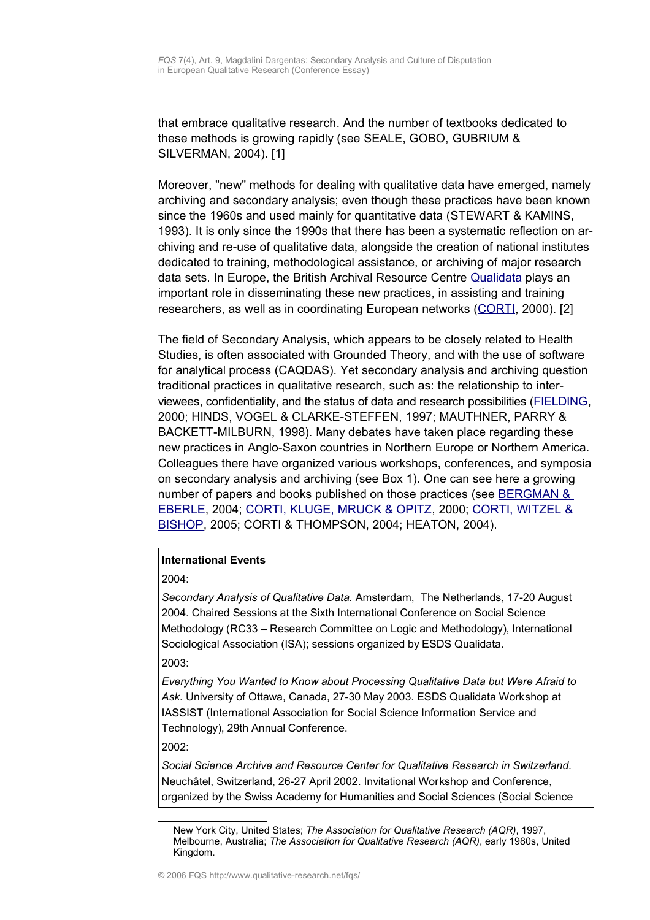that embrace qualitative research. And the number of textbooks dedicated to these methods is growing rapidly (see SEALE, GOBO, GUBRIUM & SILVERMAN, 2004). [1]

Moreover, "new" methods for dealing with qualitative data have emerged, namely archiving and secondary analysis; even though these practices have been known since the 1960s and used mainly for quantitative data (STEWART & KAMINS, 1993). It is only since the 1990s that there has been a systematic reflection on archiving and re-use of qualitative data, alongside the creation of national institutes dedicated to training, methodological assistance, or archiving of major research data sets. In Europe, the British Archival Resource Centre Qualidata plays an important role in disseminating these new practices, in assisting and training researchers, as well as in coordinating European networks (CORTI, 2000). [2]

The field of Secondary Analysis, which appears to be closely related to Health Studies, is often associated with Grounded Theory, and with the use of software for analytical process (CAQDAS). Yet secondary analysis and archiving question traditional practices in qualitative research, such as: the relationship to interviewees, confidentiality, and the status of data and research possibilities (FIELDING, 2000; HINDS, VOGEL & CLARKE-STEFFEN, 1997; MAUTHNER, PARRY & BACKETT-MILBURN, 1998). Many debates have taken place regarding these new practices in Anglo-Saxon countries in Northern Europe or Northern America. Colleagues there have organized various workshops, conferences, and symposia on secondary analysis and archiving (see Box 1). One can see here a growing number of papers and books published on those practices (see BERGMAN & EBERLE, 2004; CORTI, KLUGE, MRUCK & OPITZ, 2000; CORTI, WITZEL & BISHOP, 2005; CORTI & THOMPSON, 2004; HEATON, 2004).

**International Events**

2004:

*Secondary Analysis of Qualitative Data.* Amsterdam, The Netherlands, 17-20 August 2004. Chaired Sessions at the Sixth International Conference on Social Science Methodology (RC33 – Research Committee on Logic and Methodology), International Sociological Association (ISA); sessions organized by ESDS Qualidata.

2003:

*Everything You Wanted to Know about Processing Qualitative Data but Were Afraid to Ask.* University of Ottawa, Canada, 27-30 May 2003. ESDS Qualidata Workshop at IASSIST (International Association for Social Science Information Service and Technology), 29th Annual Conference.

2002:

*Social Science Archive and Resource Center for Qualitative Research in Switzerland.* Neuchâtel, Switzerland, 26-27 April 2002. Invitational Workshop and Conference, organized by the Swiss Academy for Humanities and Social Sciences (Social Science

New York City, United States; *The Association for Qualitative Research (AQR)*, 1997, Melbourne, Australia; *The Association for Qualitative Research (AQR)*, early 1980s, United Kingdom.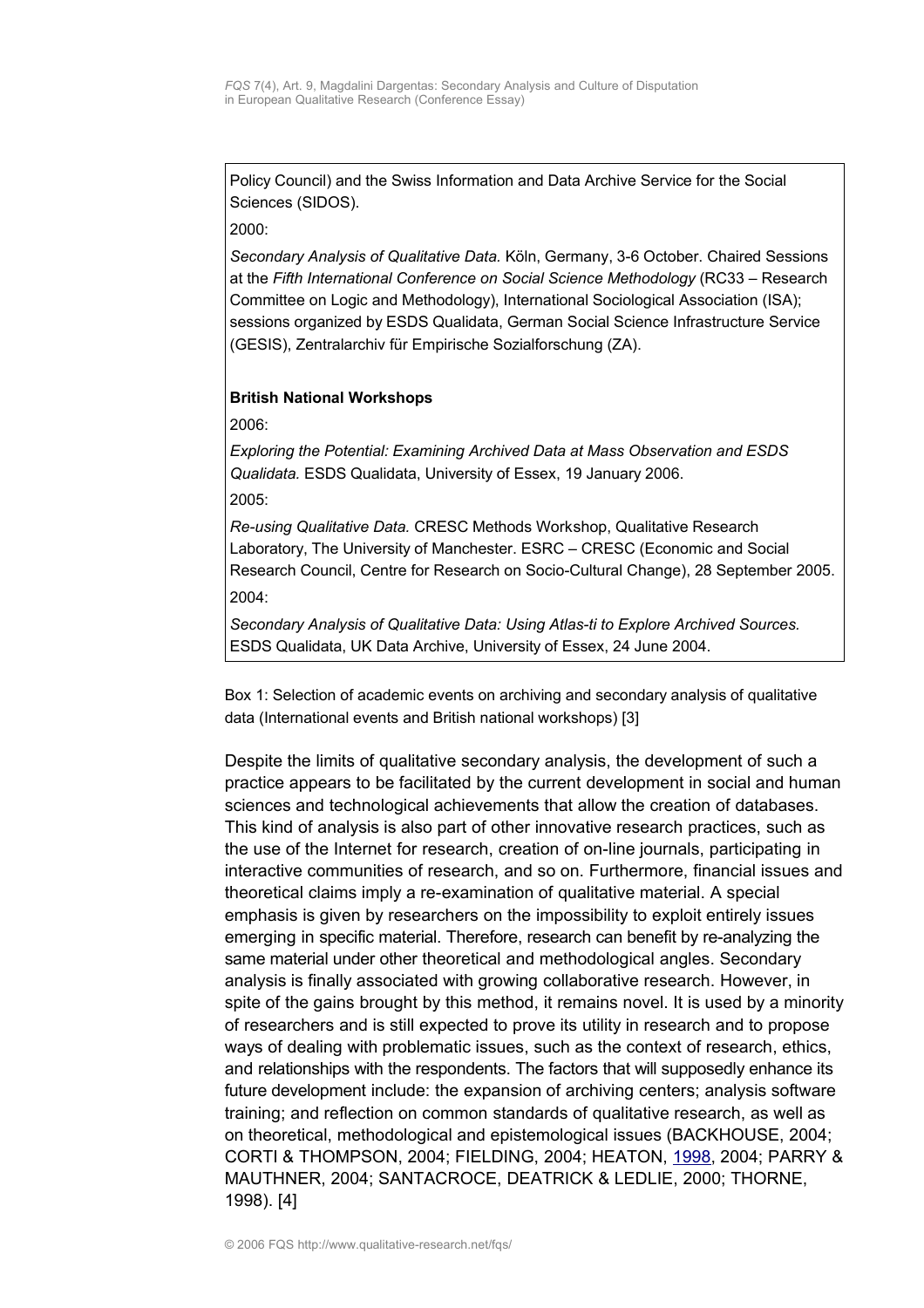Policy Council) and the Swiss Information and Data Archive Service for the Social Sciences (SIDOS).

2000:

*Secondary Analysis of Qualitative Data.* Köln, Germany, 3-6 October. Chaired Sessions at the *Fifth International Conference on Social Science Methodology* (RC33 – Research Committee on Logic and Methodology), International Sociological Association (ISA); sessions organized by ESDS Qualidata, German Social Science Infrastructure Service (GESIS), Zentralarchiv für Empirische Sozialforschung (ZA).

**British National Workshops**

2006:

*Exploring the Potential: Examining Archived Data at Mass Observation and ESDS Qualidata.* ESDS Qualidata, University of Essex, 19 January 2006.

2005:

*Re-using Qualitative Data.* CRESC Methods Workshop, Qualitative Research Laboratory, The University of Manchester. ESRC – CRESC (Economic and Social Research Council, Centre for Research on Socio-Cultural Change), 28 September 2005.

2004:

*Secondary Analysis of Qualitative Data: Using Atlas-ti to Explore Archived Sources.* ESDS Qualidata, UK Data Archive, University of Essex, 24 June 2004.

Box 1: Selection of academic events on archiving and secondary analysis of qualitative data (International events and British national workshops) [3]

Despite the limits of qualitative secondary analysis, the development of such a practice appears to be facilitated by the current development in social and human sciences and technological achievements that allow the creation of databases. This kind of analysis is also part of other innovative research practices, such as the use of the Internet for research, creation of on-line journals, participating in interactive communities of research, and so on. Furthermore, financial issues and theoretical claims imply a re-examination of qualitative material. A special emphasis is given by researchers on the impossibility to exploit entirely issues emerging in specific material. Therefore, research can benefit by re-analyzing the same material under other theoretical and methodological angles. Secondary analysis is finally associated with growing collaborative research. However, in spite of the gains brought by this method, it remains novel. It is used by a minority of researchers and is still expected to prove its utility in research and to propose ways of dealing with problematic issues, such as the context of research, ethics, and relationships with the respondents. The factors that will supposedly enhance its future development include: the expansion of archiving centers; analysis software training; and reflection on common standards of qualitative research, as well as on theoretical, methodological and epistemological issues (BACKHOUSE, 2004; CORTI & THOMPSON, 2004; FIELDING, 2004; HEATON, 1998, 2004; PARRY & MAUTHNER, 2004; SANTACROCE, DEATRICK & LEDLIE, 2000; THORNE, 1998). [4]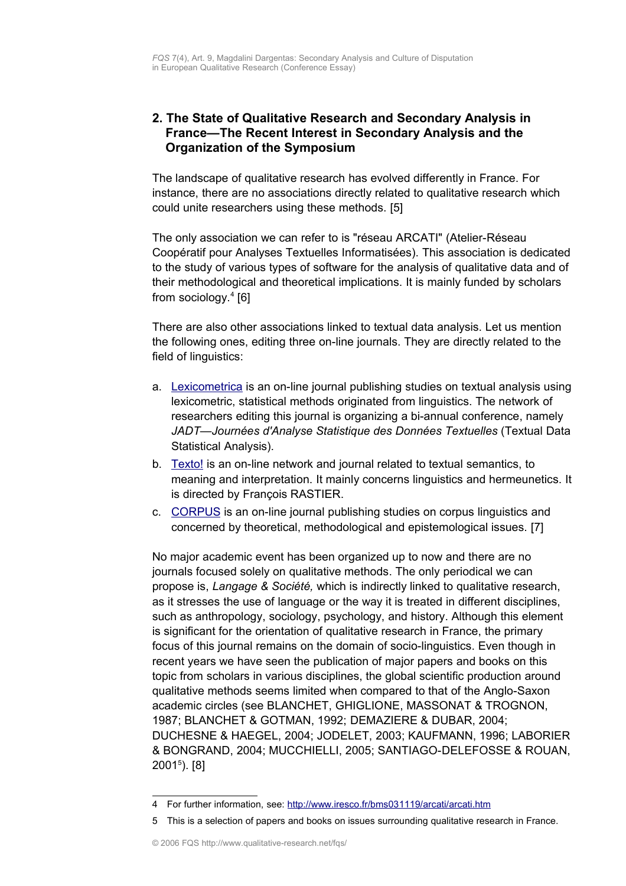## 2. The State of Qualitative Research and Secondary Analysis in France—The Recent Interest in Secondary Analysis and the Organization of the Symposium

The landscape of qualitative research has evolved differently in France. For instance, there are no associations directly related to qualitative research which could unite researchers using these methods. [5]

The only association we can refer to is "réseau ARCATI" (Atelier-Réseau Coopératif pour Analyses Textuelles Informatisées). This association is dedicated to the study of various types of software for the analysis of qualitative data and of their methodological and theoretical implications. It is mainly funded by scholars from sociology.[4] [6]

There are also other associations linked to textual data analysis. Let us mention the following ones, editing three on-line journals. They are directly related to the field of linguistics:

a. Lexicometrica is an on-line journal publishing studies on textual analysis using lexicometric, statistical methods originated from linguistics. The network of researchers editing this journal is organizing a bi-annual conference, namely *JADT—Journées d'Analyse Statistique des Données Textuelles* (Textual Data Statistical Analysis).
b. Texto! is an on-line network and journal related to textual semantics, to meaning and interpretation. It mainly concerns linguistics and hermeunetics. It is directed by François RASTIER.
c. CORPUS is an on-line journal publishing studies on corpus linguistics and concerned by theoretical, methodological and epistemological issues. [7]

No major academic event has been organized up to now and there are no journals focused solely on qualitative methods. The only periodical we can propose is, *Langage & Société,* which is indirectly linked to qualitative research, as it stresses the use of language or the way it is treated in different disciplines, such as anthropology, sociology, psychology, and history. Although this element is significant for the orientation of qualitative research in France, the primary focus of this journal remains on the domain of socio-linguistics. Even though in recent years we have seen the publication of major papers and books on this topic from scholars in various disciplines, the global scientific production around qualitative methods seems limited when compared to that of the Anglo-Saxon academic circles (see BLANCHET, GHIGLIONE, MASSONAT & TROGNON, 1987; BLANCHET & GOTMAN, 1992; DEMAZIERE & DUBAR, 2004; DUCHESNE & HAEGEL, 2004; JODELET, 2003; KAUFMANN, 1996; LABORIER & BONGRAND, 2004; MUCCHIELLI, 2005; SANTIAGO-DELEFOSSE & ROUAN, 2001[5]). [8]

---

4 For further information, see: http://www.iresco.fr/bms031119/arcati/arcati.htm

5 This is a selection of papers and books on issues surrounding qualitative research in France.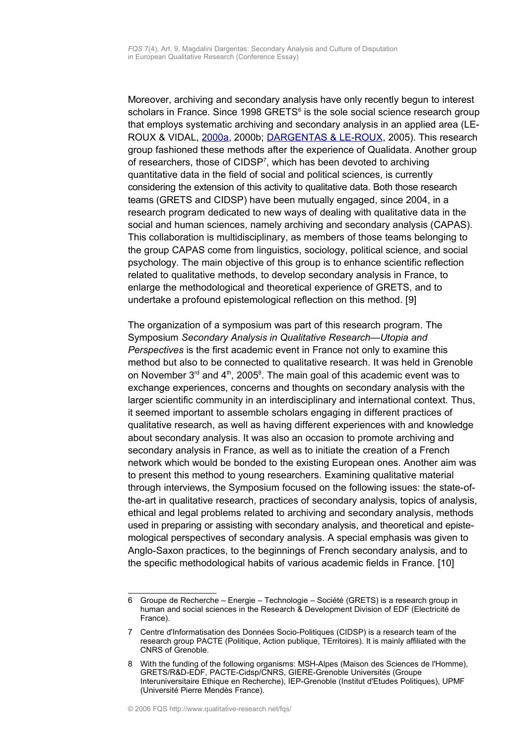Moreover, archiving and secondary analysis have only recently begun to interest scholars in France. Since 1998 GRETS[6] is the sole social science research group that employs systematic archiving and secondary analysis in an applied area (LE-ROUX & VIDAL, 2000a, 2000b; DARGENTAS & LE-ROUX, 2005). This research group fashioned these methods after the experience of Qualidata. Another group of researchers, those of CIDSP[7], which has been devoted to archiving quantitative data in the field of social and political sciences, is currently considering the extension of this activity to qualitative data. Both those research teams (GRETS and CIDSP) have been mutually engaged, since 2004, in a research program dedicated to new ways of dealing with qualitative data in the social and human sciences, namely archiving and secondary analysis (CAPAS). This collaboration is multidisciplinary, as members of those teams belonging to the group CAPAS come from linguistics, sociology, political science, and social psychology. The main objective of this group is to enhance scientific reflection related to qualitative methods, to develop secondary analysis in France, to enlarge the methodological and theoretical experience of GRETS, and to undertake a profound epistemological reflection on this method. [9]

The organization of a symposium was part of this research program. The Symposium *Secondary Analysis in Qualitative Research—Utopia and Perspectives* is the first academic event in France not only to examine this method but also to be connected to qualitative research. It was held in Grenoble on November 3rd and 4th, 2005[8]. The main goal of this academic event was to exchange experiences, concerns and thoughts on secondary analysis with the larger scientific community in an interdisciplinary and international context. Thus, it seemed important to assemble scholars engaging in different practices of qualitative research, as well as having different experiences with and knowledge about secondary analysis. It was also an occasion to promote archiving and secondary analysis in France, as well as to initiate the creation of a French network which would be bonded to the existing European ones. Another aim was to present this method to young researchers. Examining qualitative material through interviews, the Symposium focused on the following issues: the state-of-the-art in qualitative research, practices of secondary analysis, topics of analysis, ethical and legal problems related to archiving and secondary analysis, methods used in preparing or assisting with secondary analysis, and theoretical and epistemological perspectives of secondary analysis. A special emphasis was given to Anglo-Saxon practices, to the beginnings of French secondary analysis, and to the specific methodological habits of various academic fields in France. [10]

---

6 Groupe de Recherche – Energie – Technologie – Société (GRETS) is a research group in human and social sciences in the Research & Development Division of EDF (Electricité de France).

7 Centre d'Informatisation des Données Socio-Politiques (CIDSP) is a research team of the research group PACTE (Politique, Action publique, TErritoires). It is mainly affiliated with the CNRS of Grenoble.

8 With the funding of the following organisms: MSH-Alpes (Maison des Sciences de l'Homme), GRETS/R&D-EDF, PACTE-Cidsp/CNRS, GIERE-Grenoble Universités (Groupe Interuniversitaire Ethique en Recherche), IEP-Grenoble (Institut d'Etudes Politiques), UPMF (Université Pierre Mendès France).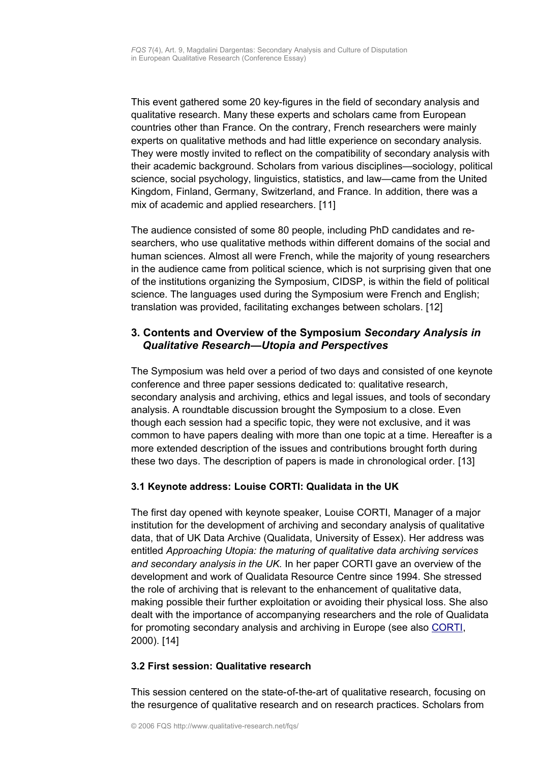This event gathered some 20 key-figures in the field of secondary analysis and qualitative research. Many these experts and scholars came from European countries other than France. On the contrary, French researchers were mainly experts on qualitative methods and had little experience on secondary analysis. They were mostly invited to reflect on the compatibility of secondary analysis with their academic background. Scholars from various disciplines—sociology, political science, social psychology, linguistics, statistics, and law—came from the United Kingdom, Finland, Germany, Switzerland, and France. In addition, there was a mix of academic and applied researchers. [11]

The audience consisted of some 80 people, including PhD candidates and re-searchers, who use qualitative methods within different domains of the social and human sciences. Almost all were French, while the majority of young researchers in the audience came from political science, which is not surprising given that one of the institutions organizing the Symposium, CIDSP, is within the field of political science. The languages used during the Symposium were French and English; translation was provided, facilitating exchanges between scholars. [12]

## 3. Contents and Overview of the Symposium *Secondary Analysis in Qualitative Research—Utopia and Perspectives*

The Symposium was held over a period of two days and consisted of one keynote conference and three paper sessions dedicated to: qualitative research, secondary analysis and archiving, ethics and legal issues, and tools of secondary analysis. A roundtable discussion brought the Symposium to a close. Even though each session had a specific topic, they were not exclusive, and it was common to have papers dealing with more than one topic at a time. Hereafter is a more extended description of the issues and contributions brought forth during these two days. The description of papers is made in chronological order. [13]

### 3.1 Keynote address: Louise CORTI: Qualidata in the UK

The first day opened with keynote speaker, Louise CORTI, Manager of a major institution for the development of archiving and secondary analysis of qualitative data, that of UK Data Archive (Qualidata, University of Essex). Her address was entitled *Approaching Utopia: the maturing of qualitative data archiving services and secondary analysis in the UK.* In her paper CORTI gave an overview of the development and work of Qualidata Resource Centre since 1994. She stressed the role of archiving that is relevant to the enhancement of qualitative data, making possible their further exploitation or avoiding their physical loss. She also dealt with the importance of accompanying researchers and the role of Qualidata for promoting secondary analysis and archiving in Europe (see also CORTI, 2000). [14]

### 3.2 First session: Qualitative research

This session centered on the state-of-the-art of qualitative research, focusing on the resurgence of qualitative research and on research practices. Scholars from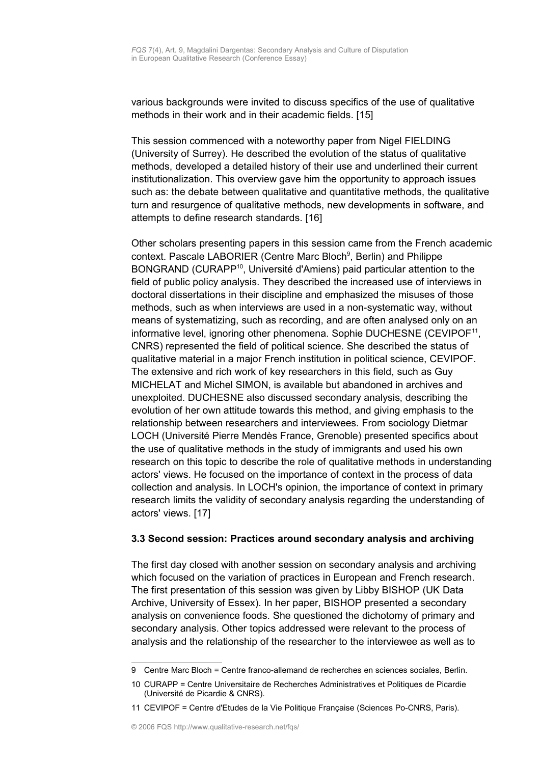various backgrounds were invited to discuss specifics of the use of qualitative methods in their work and in their academic fields. [15]

This session commenced with a noteworthy paper from Nigel FIELDING (University of Surrey). He described the evolution of the status of qualitative methods, developed a detailed history of their use and underlined their current institutionalization. This overview gave him the opportunity to approach issues such as: the debate between qualitative and quantitative methods, the qualitative turn and resurgence of qualitative methods, new developments in software, and attempts to define research standards. [16]

Other scholars presenting papers in this session came from the French academic context. Pascale LABORIER (Centre Marc Bloch[9], Berlin) and Philippe BONGRAND (CURAPP[10], Université d'Amiens) paid particular attention to the field of public policy analysis. They described the increased use of interviews in doctoral dissertations in their discipline and emphasized the misuses of those methods, such as when interviews are used in a non-systematic way, without means of systematizing, such as recording, and are often analysed only on an informative level, ignoring other phenomena. Sophie DUCHESNE (CEVIPOF[11], CNRS) represented the field of political science. She described the status of qualitative material in a major French institution in political science, CEVIPOF. The extensive and rich work of key researchers in this field, such as Guy MICHELAT and Michel SIMON, is available but abandoned in archives and unexploited. DUCHESNE also discussed secondary analysis, describing the evolution of her own attitude towards this method, and giving emphasis to the relationship between researchers and interviewees. From sociology Dietmar LOCH (Université Pierre Mendès France, Grenoble) presented specifics about the use of qualitative methods in the study of immigrants and used his own research on this topic to describe the role of qualitative methods in understanding actors' views. He focused on the importance of context in the process of data collection and analysis. In LOCH's opinion, the importance of context in primary research limits the validity of secondary analysis regarding the understanding of actors' views. [17]

### 3.3 Second session: Practices around secondary analysis and archiving

The first day closed with another session on secondary analysis and archiving which focused on the variation of practices in European and French research. The first presentation of this session was given by Libby BISHOP (UK Data Archive, University of Essex). In her paper, BISHOP presented a secondary analysis on convenience foods. She questioned the dichotomy of primary and secondary analysis. Other topics addressed were relevant to the process of analysis and the relationship of the researcher to the interviewee as well as to

9 Centre Marc Bloch = Centre franco-allemand de recherches en sciences sociales, Berlin.

10 CURAPP = Centre Universitaire de Recherches Administratives et Politiques de Picardie (Université de Picardie & CNRS).

11 CEVIPOF = Centre d'Etudes de la Vie Politique Française (Sciences Po-CNRS, Paris).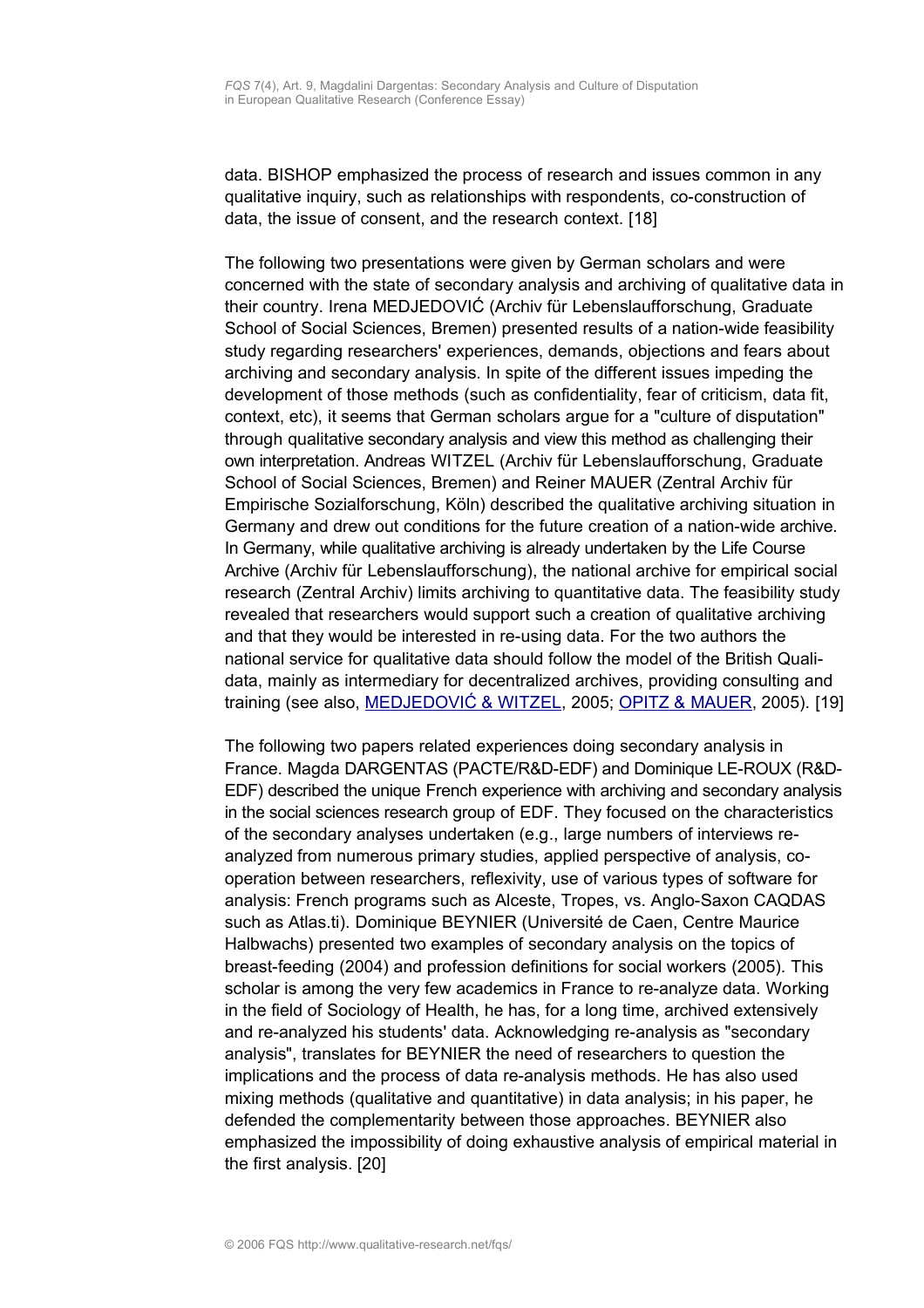data. BISHOP emphasized the process of research and issues common in any qualitative inquiry, such as relationships with respondents, co-construction of data, the issue of consent, and the research context. [18]

The following two presentations were given by German scholars and were concerned with the state of secondary analysis and archiving of qualitative data in their country. Irena MEDJEDOVIĆ (Archiv für Lebenslaufforschung, Graduate School of Social Sciences, Bremen) presented results of a nation-wide feasibility study regarding researchers' experiences, demands, objections and fears about archiving and secondary analysis. In spite of the different issues impeding the development of those methods (such as confidentiality, fear of criticism, data fit, context, etc), it seems that German scholars argue for a "culture of disputation" through qualitative secondary analysis and view this method as challenging their own interpretation. Andreas WITZEL (Archiv für Lebenslaufforschung, Graduate School of Social Sciences, Bremen) and Reiner MAUER (Zentral Archiv für Empirische Sozialforschung, Köln) described the qualitative archiving situation in Germany and drew out conditions for the future creation of a nation-wide archive. In Germany, while qualitative archiving is already undertaken by the Life Course Archive (Archiv für Lebenslaufforschung), the national archive for empirical social research (Zentral Archiv) limits archiving to quantitative data. The feasibility study revealed that researchers would support such a creation of qualitative archiving and that they would be interested in re-using data. For the two authors the national service for qualitative data should follow the model of the British Quali-data, mainly as intermediary for decentralized archives, providing consulting and training (see also, MEDJEDOVIĆ & WITZEL, 2005; OPITZ & MAUER, 2005). [19]

The following two papers related experiences doing secondary analysis in France. Magda DARGENTAS (PACTE/R&D-EDF) and Dominique LE-ROUX (R&D-EDF) described the unique French experience with archiving and secondary analysis in the social sciences research group of EDF. They focused on the characteristics of the secondary analyses undertaken (e.g., large numbers of interviews re-analyzed from numerous primary studies, applied perspective of analysis, co-operation between researchers, reflexivity, use of various types of software for analysis: French programs such as Alceste, Tropes, vs. Anglo-Saxon CAQDAS such as Atlas.ti). Dominique BEYNIER (Université de Caen, Centre Maurice Halbwachs) presented two examples of secondary analysis on the topics of breast-feeding (2004) and profession definitions for social workers (2005). This scholar is among the very few academics in France to re-analyze data. Working in the field of Sociology of Health, he has, for a long time, archived extensively and re-analyzed his students' data. Acknowledging re-analysis as "secondary analysis", translates for BEYNIER the need of researchers to question the implications and the process of data re-analysis methods. He has also used mixing methods (qualitative and quantitative) in data analysis; in his paper, he defended the complementarity between those approaches. BEYNIER also emphasized the impossibility of doing exhaustive analysis of empirical material in the first analysis. [20]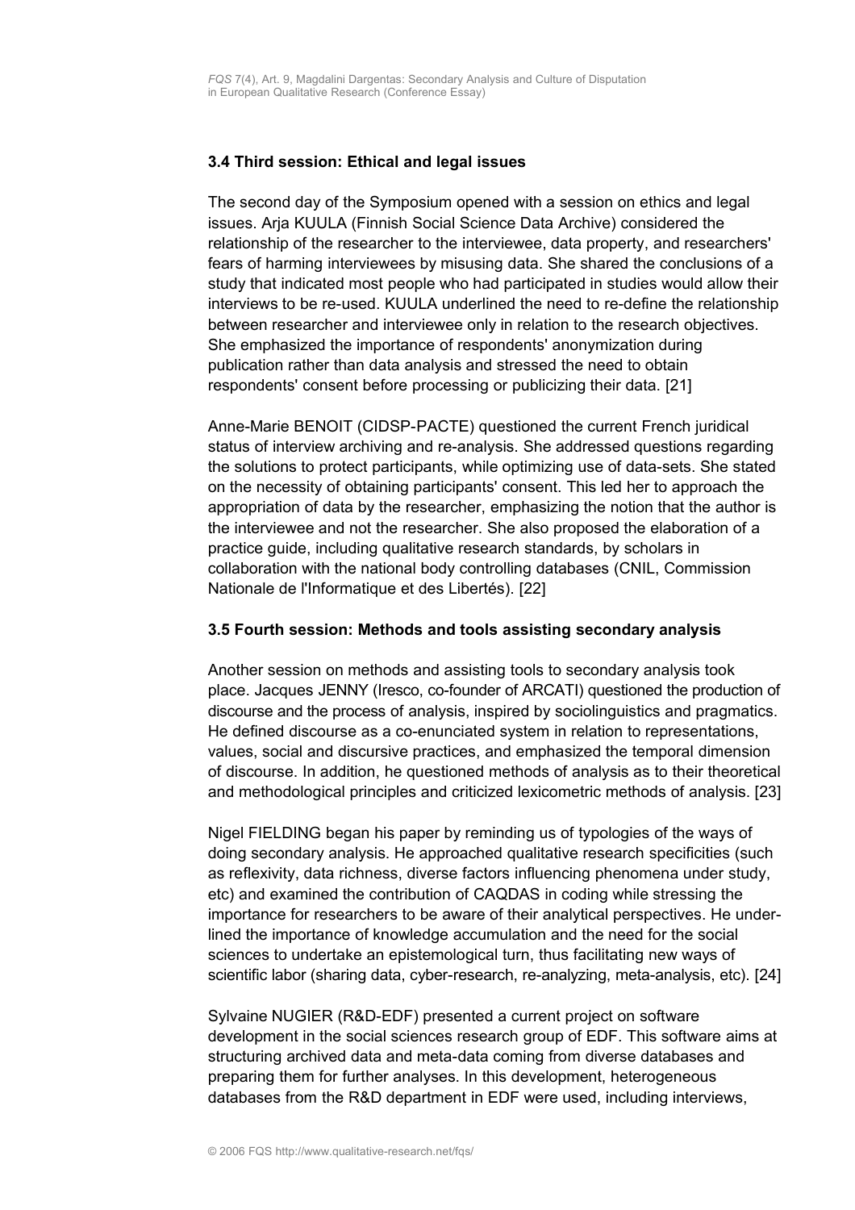### 3.4 Third session: Ethical and legal issues

The second day of the Symposium opened with a session on ethics and legal issues. Arja KUULA (Finnish Social Science Data Archive) considered the relationship of the researcher to the interviewee, data property, and researchers' fears of harming interviewees by misusing data. She shared the conclusions of a study that indicated most people who had participated in studies would allow their interviews to be re-used. KUULA underlined the need to re-define the relationship between researcher and interviewee only in relation to the research objectives. She emphasized the importance of respondents' anonymization during publication rather than data analysis and stressed the need to obtain respondents' consent before processing or publicizing their data. [21]

Anne-Marie BENOIT (CIDSP-PACTE) questioned the current French juridical status of interview archiving and re-analysis. She addressed questions regarding the solutions to protect participants, while optimizing use of data-sets. She stated on the necessity of obtaining participants' consent. This led her to approach the appropriation of data by the researcher, emphasizing the notion that the author is the interviewee and not the researcher. She also proposed the elaboration of a practice guide, including qualitative research standards, by scholars in collaboration with the national body controlling databases (CNIL, Commission Nationale de l'Informatique et des Libertés). [22]

### 3.5 Fourth session: Methods and tools assisting secondary analysis

Another session on methods and assisting tools to secondary analysis took place. Jacques JENNY (Iresco, co-founder of ARCATI) questioned the production of discourse and the process of analysis, inspired by sociolinguistics and pragmatics. He defined discourse as a co-enunciated system in relation to representations, values, social and discursive practices, and emphasized the temporal dimension of discourse. In addition, he questioned methods of analysis as to their theoretical and methodological principles and criticized lexicometric methods of analysis. [23]

Nigel FIELDING began his paper by reminding us of typologies of the ways of doing secondary analysis. He approached qualitative research specificities (such as reflexivity, data richness, diverse factors influencing phenomena under study, etc) and examined the contribution of CAQDAS in coding while stressing the importance for researchers to be aware of their analytical perspectives. He underlined the importance of knowledge accumulation and the need for the social sciences to undertake an epistemological turn, thus facilitating new ways of scientific labor (sharing data, cyber-research, re-analyzing, meta-analysis, etc). [24]

Sylvaine NUGIER (R&D-EDF) presented a current project on software development in the social sciences research group of EDF. This software aims at structuring archived data and meta-data coming from diverse databases and preparing them for further analyses. In this development, heterogeneous databases from the R&D department in EDF were used, including interviews,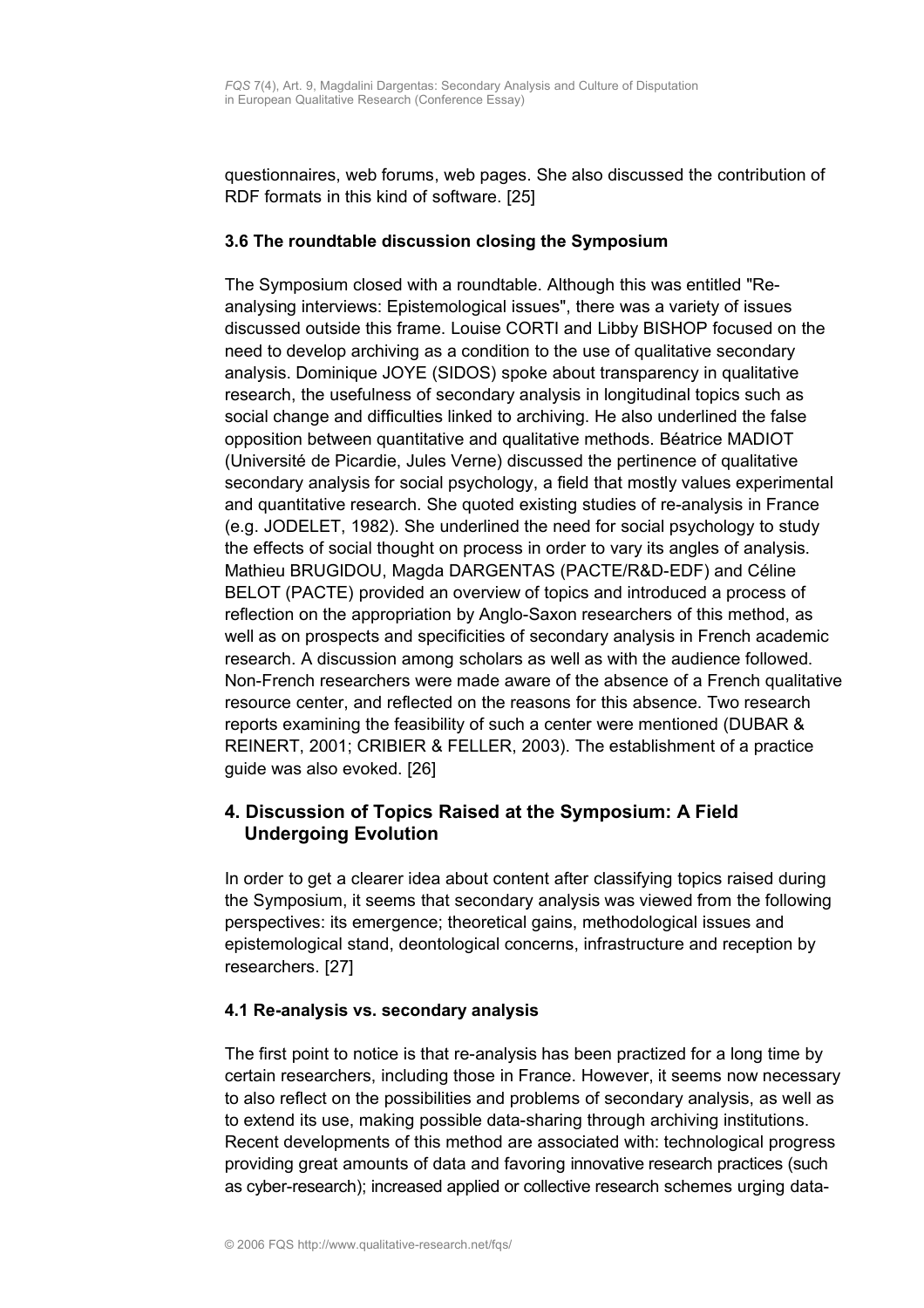questionnaires, web forums, web pages. She also discussed the contribution of RDF formats in this kind of software. [25]

### 3.6 The roundtable discussion closing the Symposium

The Symposium closed with a roundtable. Although this was entitled "Re-analysing interviews: Epistemological issues", there was a variety of issues discussed outside this frame. Louise CORTI and Libby BISHOP focused on the need to develop archiving as a condition to the use of qualitative secondary analysis. Dominique JOYE (SIDOS) spoke about transparency in qualitative research, the usefulness of secondary analysis in longitudinal topics such as social change and difficulties linked to archiving. He also underlined the false opposition between quantitative and qualitative methods. Béatrice MADIOT (Université de Picardie, Jules Verne) discussed the pertinence of qualitative secondary analysis for social psychology, a field that mostly values experimental and quantitative research. She quoted existing studies of re-analysis in France (e.g. JODELET, 1982). She underlined the need for social psychology to study the effects of social thought on process in order to vary its angles of analysis. Mathieu BRUGIDOU, Magda DARGENTAS (PACTE/R&D-EDF) and Céline BELOT (PACTE) provided an overview of topics and introduced a process of reflection on the appropriation by Anglo-Saxon researchers of this method, as well as on prospects and specificities of secondary analysis in French academic research. A discussion among scholars as well as with the audience followed. Non-French researchers were made aware of the absence of a French qualitative resource center, and reflected on the reasons for this absence. Two research reports examining the feasibility of such a center were mentioned (DUBAR & REINERT, 2001; CRIBIER & FELLER, 2003). The establishment of a practice guide was also evoked. [26]

## 4. Discussion of Topics Raised at the Symposium: A Field Undergoing Evolution

In order to get a clearer idea about content after classifying topics raised during the Symposium, it seems that secondary analysis was viewed from the following perspectives: its emergence; theoretical gains, methodological issues and epistemological stand, deontological concerns, infrastructure and reception by researchers. [27]

### 4.1 Re-analysis vs. secondary analysis

The first point to notice is that re-analysis has been practized for a long time by certain researchers, including those in France. However, it seems now necessary to also reflect on the possibilities and problems of secondary analysis, as well as to extend its use, making possible data-sharing through archiving institutions. Recent developments of this method are associated with: technological progress providing great amounts of data and favoring innovative research practices (such as cyber-research); increased applied or collective research schemes urging data-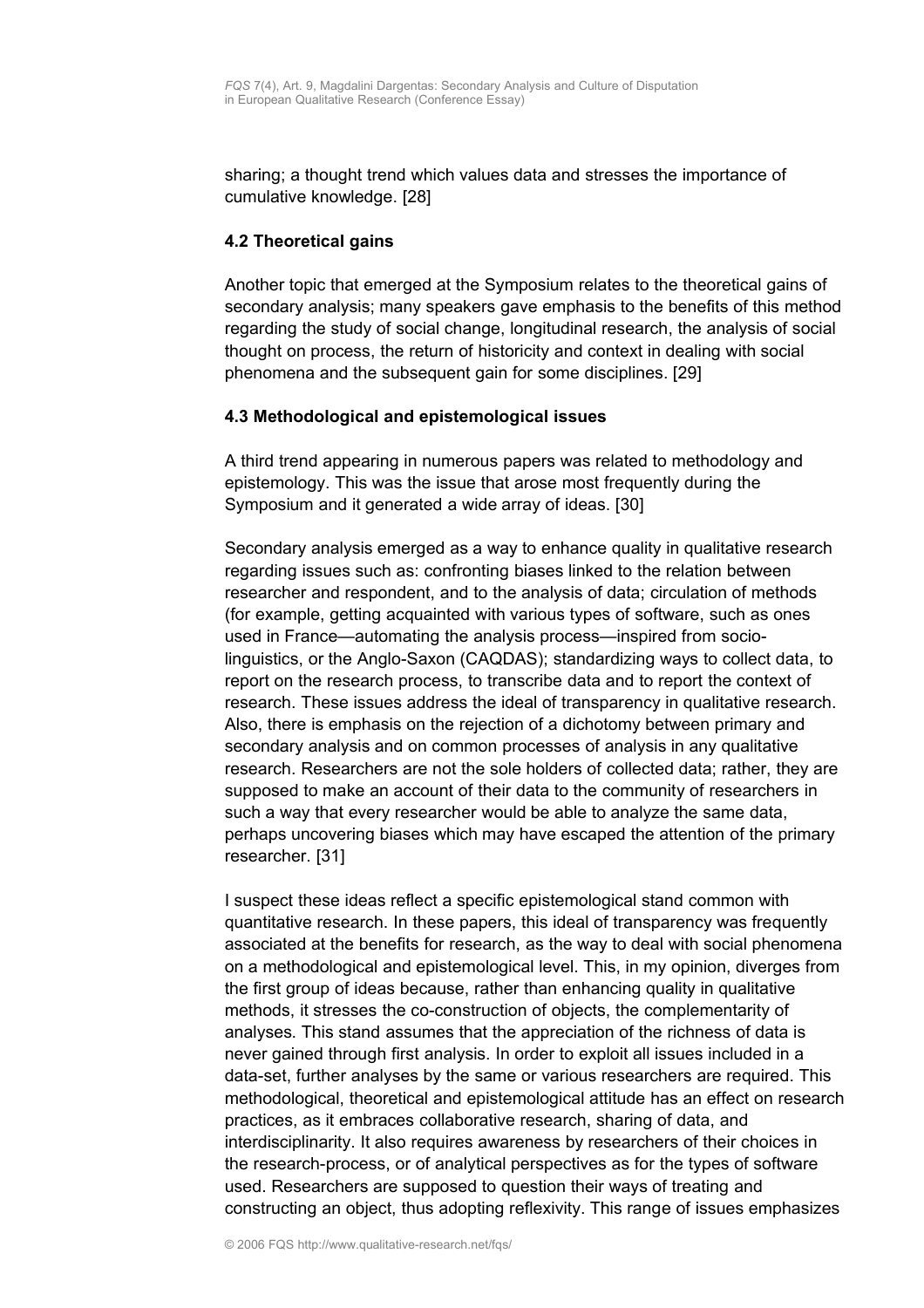sharing; a thought trend which values data and stresses the importance of cumulative knowledge. [28]

### 4.2 Theoretical gains

Another topic that emerged at the Symposium relates to the theoretical gains of secondary analysis; many speakers gave emphasis to the benefits of this method regarding the study of social change, longitudinal research, the analysis of social thought on process, the return of historicity and context in dealing with social phenomena and the subsequent gain for some disciplines. [29]

### 4.3 Methodological and epistemological issues

A third trend appearing in numerous papers was related to methodology and epistemology. This was the issue that arose most frequently during the Symposium and it generated a wide array of ideas. [30]

Secondary analysis emerged as a way to enhance quality in qualitative research regarding issues such as: confronting biases linked to the relation between researcher and respondent, and to the analysis of data; circulation of methods (for example, getting acquainted with various types of software, such as ones used in France—automating the analysis process—inspired from socio-linguistics, or the Anglo-Saxon (CAQDAS); standardizing ways to collect data, to report on the research process, to transcribe data and to report the context of research. These issues address the ideal of transparency in qualitative research. Also, there is emphasis on the rejection of a dichotomy between primary and secondary analysis and on common processes of analysis in any qualitative research. Researchers are not the sole holders of collected data; rather, they are supposed to make an account of their data to the community of researchers in such a way that every researcher would be able to analyze the same data, perhaps uncovering biases which may have escaped the attention of the primary researcher. [31]

I suspect these ideas reflect a specific epistemological stand common with quantitative research. In these papers, this ideal of transparency was frequently associated at the benefits for research, as the way to deal with social phenomena on a methodological and epistemological level. This, in my opinion, diverges from the first group of ideas because, rather than enhancing quality in qualitative methods, it stresses the co-construction of objects, the complementarity of analyses. This stand assumes that the appreciation of the richness of data is never gained through first analysis. In order to exploit all issues included in a data-set, further analyses by the same or various researchers are required. This methodological, theoretical and epistemological attitude has an effect on research practices, as it embraces collaborative research, sharing of data, and interdisciplinarity. It also requires awareness by researchers of their choices in the research-process, or of analytical perspectives as for the types of software used. Researchers are supposed to question their ways of treating and constructing an object, thus adopting reflexivity. This range of issues emphasizes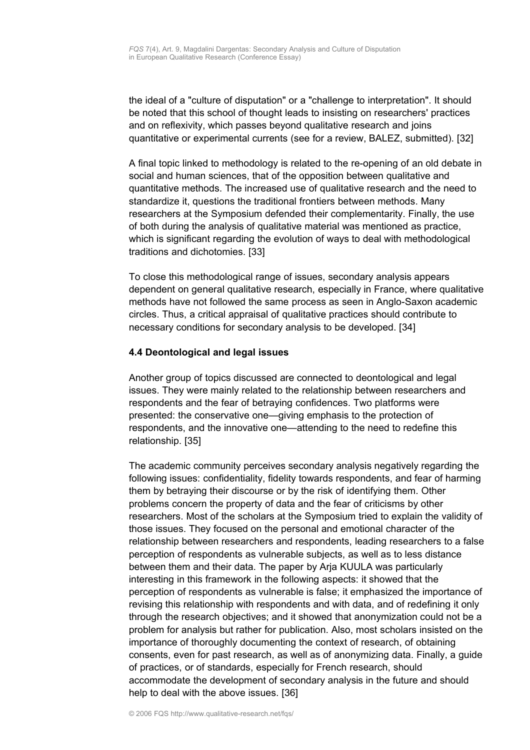the ideal of a "culture of disputation" or a "challenge to interpretation". It should be noted that this school of thought leads to insisting on researchers' practices and on reflexivity, which passes beyond qualitative research and joins quantitative or experimental currents (see for a review, BALEZ, submitted). [32]

A final topic linked to methodology is related to the re-opening of an old debate in social and human sciences, that of the opposition between qualitative and quantitative methods. The increased use of qualitative research and the need to standardize it, questions the traditional frontiers between methods. Many researchers at the Symposium defended their complementarity. Finally, the use of both during the analysis of qualitative material was mentioned as practice, which is significant regarding the evolution of ways to deal with methodological traditions and dichotomies. [33]

To close this methodological range of issues, secondary analysis appears dependent on general qualitative research, especially in France, where qualitative methods have not followed the same process as seen in Anglo-Saxon academic circles. Thus, a critical appraisal of qualitative practices should contribute to necessary conditions for secondary analysis to be developed. [34]

### 4.4 Deontological and legal issues

Another group of topics discussed are connected to deontological and legal issues. They were mainly related to the relationship between researchers and respondents and the fear of betraying confidences. Two platforms were presented: the conservative one—giving emphasis to the protection of respondents, and the innovative one—attending to the need to redefine this relationship. [35]

The academic community perceives secondary analysis negatively regarding the following issues: confidentiality, fidelity towards respondents, and fear of harming them by betraying their discourse or by the risk of identifying them. Other problems concern the property of data and the fear of criticisms by other researchers. Most of the scholars at the Symposium tried to explain the validity of those issues. They focused on the personal and emotional character of the relationship between researchers and respondents, leading researchers to a false perception of respondents as vulnerable subjects, as well as to less distance between them and their data. The paper by Arja KUULA was particularly interesting in this framework in the following aspects: it showed that the perception of respondents as vulnerable is false; it emphasized the importance of revising this relationship with respondents and with data, and of redefining it only through the research objectives; and it showed that anonymization could not be a problem for analysis but rather for publication. Also, most scholars insisted on the importance of thoroughly documenting the context of research, of obtaining consents, even for past research, as well as of anonymizing data. Finally, a guide of practices, or of standards, especially for French research, should accommodate the development of secondary analysis in the future and should help to deal with the above issues. [36]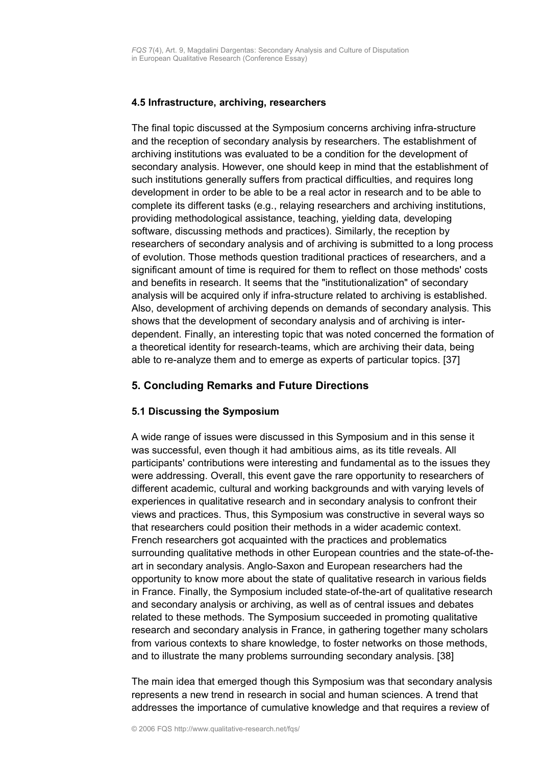### 4.5 Infrastructure, archiving, researchers

The final topic discussed at the Symposium concerns archiving infra-structure and the reception of secondary analysis by researchers. The establishment of archiving institutions was evaluated to be a condition for the development of secondary analysis. However, one should keep in mind that the establishment of such institutions generally suffers from practical difficulties, and requires long development in order to be able to be a real actor in research and to be able to complete its different tasks (e.g., relaying researchers and archiving institutions, providing methodological assistance, teaching, yielding data, developing software, discussing methods and practices). Similarly, the reception by researchers of secondary analysis and of archiving is submitted to a long process of evolution. Those methods question traditional practices of researchers, and a significant amount of time is required for them to reflect on those methods' costs and benefits in research. It seems that the "institutionalization" of secondary analysis will be acquired only if infra-structure related to archiving is established. Also, development of archiving depends on demands of secondary analysis. This shows that the development of secondary analysis and of archiving is inter-dependent. Finally, an interesting topic that was noted concerned the formation of a theoretical identity for research-teams, which are archiving their data, being able to re-analyze them and to emerge as experts of particular topics. [37]

## 5. Concluding Remarks and Future Directions

### 5.1 Discussing the Symposium

A wide range of issues were discussed in this Symposium and in this sense it was successful, even though it had ambitious aims, as its title reveals. All participants' contributions were interesting and fundamental as to the issues they were addressing. Overall, this event gave the rare opportunity to researchers of different academic, cultural and working backgrounds and with varying levels of experiences in qualitative research and in secondary analysis to confront their views and practices. Thus, this Symposium was constructive in several ways so that researchers could position their methods in a wider academic context. French researchers got acquainted with the practices and problematics surrounding qualitative methods in other European countries and the state-of-the-art in secondary analysis. Anglo-Saxon and European researchers had the opportunity to know more about the state of qualitative research in various fields in France. Finally, the Symposium included state-of-the-art of qualitative research and secondary analysis or archiving, as well as of central issues and debates related to these methods. The Symposium succeeded in promoting qualitative research and secondary analysis in France, in gathering together many scholars from various contexts to share knowledge, to foster networks on those methods, and to illustrate the many problems surrounding secondary analysis. [38]

The main idea that emerged though this Symposium was that secondary analysis represents a new trend in research in social and human sciences. A trend that addresses the importance of cumulative knowledge and that requires a review of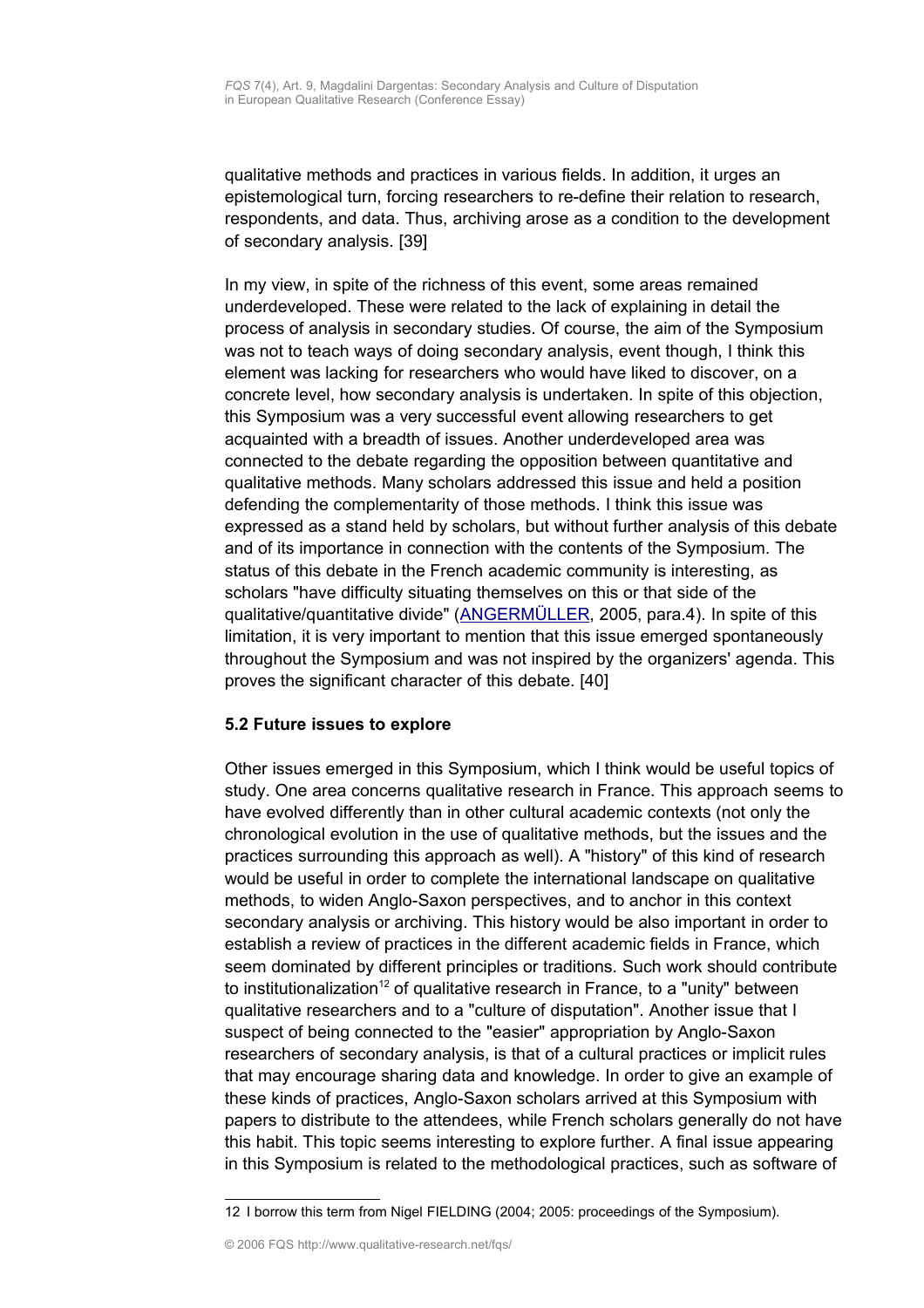qualitative methods and practices in various fields. In addition, it urges an epistemological turn, forcing researchers to re-define their relation to research, respondents, and data. Thus, archiving arose as a condition to the development of secondary analysis. [39]

In my view, in spite of the richness of this event, some areas remained underdeveloped. These were related to the lack of explaining in detail the process of analysis in secondary studies. Of course, the aim of the Symposium was not to teach ways of doing secondary analysis, event though, I think this element was lacking for researchers who would have liked to discover, on a concrete level, how secondary analysis is undertaken. In spite of this objection, this Symposium was a very successful event allowing researchers to get acquainted with a breadth of issues. Another underdeveloped area was connected to the debate regarding the opposition between quantitative and qualitative methods. Many scholars addressed this issue and held a position defending the complementarity of those methods. I think this issue was expressed as a stand held by scholars, but without further analysis of this debate and of its importance in connection with the contents of the Symposium. The status of this debate in the French academic community is interesting, as scholars "have difficulty situating themselves on this or that side of the qualitative/quantitative divide" (ANGERMÜLLER, 2005, para.4). In spite of this limitation, it is very important to mention that this issue emerged spontaneously throughout the Symposium and was not inspired by the organizers' agenda. This proves the significant character of this debate. [40]

### 5.2 Future issues to explore

Other issues emerged in this Symposium, which I think would be useful topics of study. One area concerns qualitative research in France. This approach seems to have evolved differently than in other cultural academic contexts (not only the chronological evolution in the use of qualitative methods, but the issues and the practices surrounding this approach as well). A "history" of this kind of research would be useful in order to complete the international landscape on qualitative methods, to widen Anglo-Saxon perspectives, and to anchor in this context secondary analysis or archiving. This history would be also important in order to establish a review of practices in the different academic fields in France, which seem dominated by different principles or traditions. Such work should contribute to institutionalization[12] of qualitative research in France, to a "unity" between qualitative researchers and to a "culture of disputation". Another issue that I suspect of being connected to the "easier" appropriation by Anglo-Saxon researchers of secondary analysis, is that of a cultural practices or implicit rules that may encourage sharing data and knowledge. In order to give an example of these kinds of practices, Anglo-Saxon scholars arrived at this Symposium with papers to distribute to the attendees, while French scholars generally do not have this habit. This topic seems interesting to explore further. A final issue appearing in this Symposium is related to the methodological practices, such as software of

12 I borrow this term from Nigel FIELDING (2004; 2005: proceedings of the Symposium).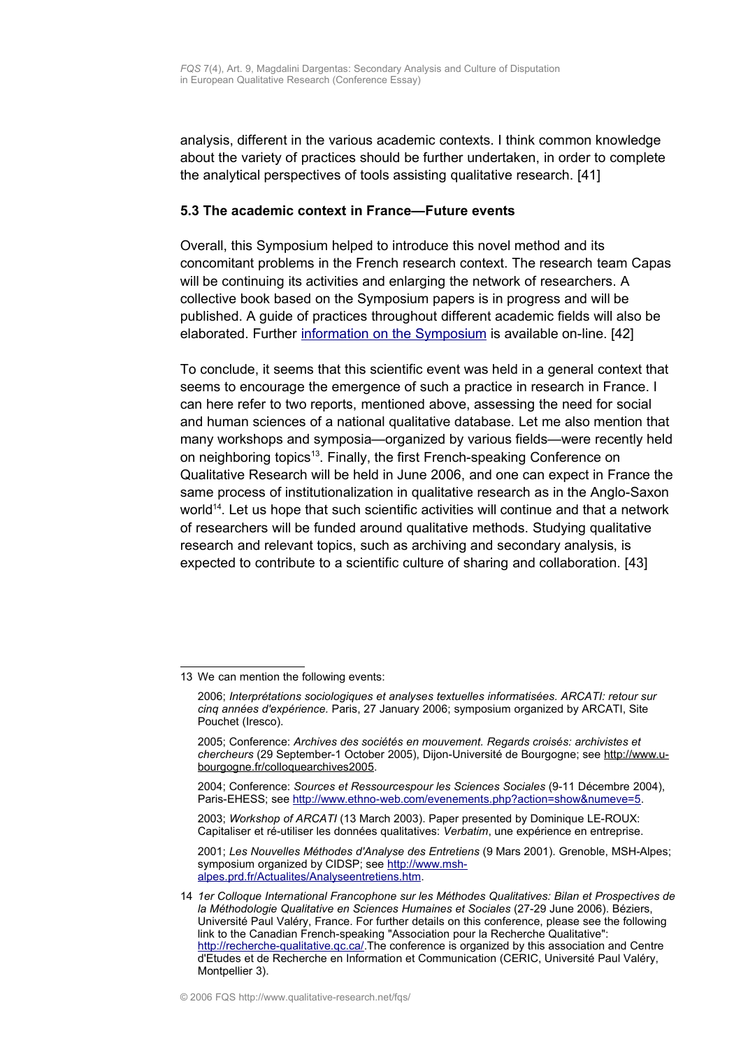analysis, different in the various academic contexts. I think common knowledge about the variety of practices should be further undertaken, in order to complete the analytical perspectives of tools assisting qualitative research. [41]

### 5.3 The academic context in France—Future events

Overall, this Symposium helped to introduce this novel method and its concomitant problems in the French research context. The research team Capas will be continuing its activities and enlarging the network of researchers. A collective book based on the Symposium papers is in progress and will be published. A guide of practices throughout different academic fields will also be elaborated. Further information on the Symposium is available on-line. [42]

To conclude, it seems that this scientific event was held in a general context that seems to encourage the emergence of such a practice in research in France. I can here refer to two reports, mentioned above, assessing the need for social and human sciences of a national qualitative database. Let me also mention that many workshops and symposia—organized by various fields—were recently held on neighboring topics[13]. Finally, the first French-speaking Conference on Qualitative Research will be held in June 2006, and one can expect in France the same process of institutionalization in qualitative research as in the Anglo-Saxon world[14]. Let us hope that such scientific activities will continue and that a network of researchers will be funded around qualitative methods. Studying qualitative research and relevant topics, such as archiving and secondary analysis, is expected to contribute to a scientific culture of sharing and collaboration. [43]

---

13 We can mention the following events:

2006; *Interprétations sociologiques et analyses textuelles informatisées. ARCATI: retour sur cinq années d'expérience.* Paris, 27 January 2006; symposium organized by ARCATI, Site Pouchet (Iresco).

2005; Conference: *Archives des sociétés en mouvement. Regards croisés: archivistes et chercheurs* (29 September-1 October 2005), Dijon-Université de Bourgogne; see http://www.u-bourgogne.fr/colloquearchives2005.

2004; Conference: *Sources et Ressourcespour les Sciences Sociales* (9-11 Décembre 2004), Paris-EHESS; see http://www.ethno-web.com/evenements.php?action=show&numeve=5.

2003; *Workshop of ARCATI* (13 March 2003). Paper presented by Dominique LE-ROUX: Capitaliser et ré-utiliser les données qualitatives: *Verbatim*, une expérience en entreprise.

2001; *Les Nouvelles Méthodes d'Analyse des Entretiens* (9 Mars 2001). Grenoble, MSH-Alpes; symposium organized by CIDSP; see http://www.msh-alpes.prd.fr/Actualites/Analyseentretiens.htm.

14 *1er Colloque International Francophone sur les Méthodes Qualitatives: Bilan et Prospectives de la Méthodologie Qualitative en Sciences Humaines et Sociales* (27-29 June 2006). Béziers, Université Paul Valéry, France. For further details on this conference, please see the following link to the Canadian French-speaking "Association pour la Recherche Qualitative": http://recherche-qualitative.qc.ca/.The conference is organized by this association and Centre d'Etudes et de Recherche en Information et Communication (CERIC, Université Paul Valéry, Montpellier 3).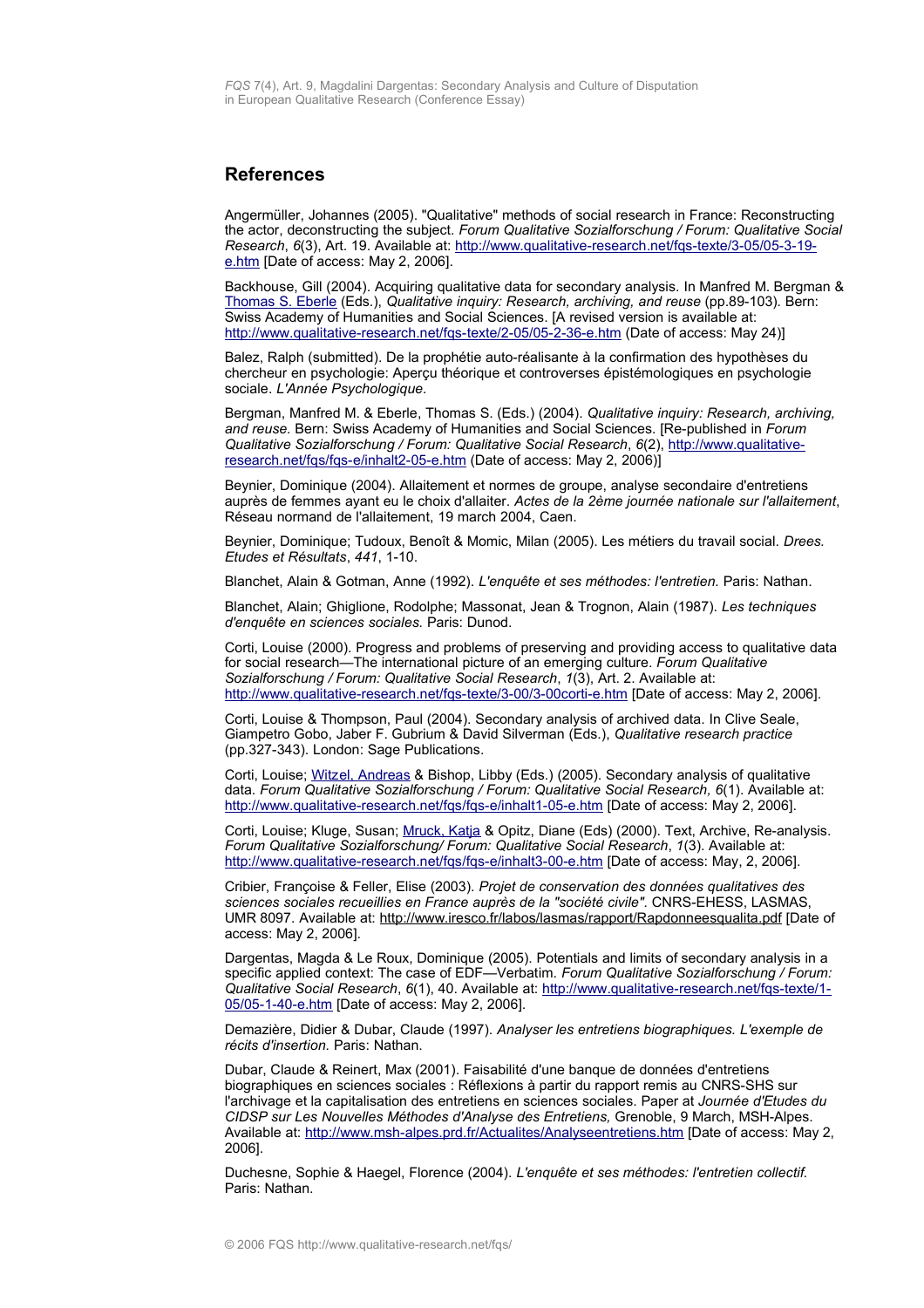## References

Angermüller, Johannes (2005). "Qualitative" methods of social research in France: Reconstructing the actor, deconstructing the subject. *Forum Qualitative Sozialforschung / Forum: Qualitative Social Research*, *6*(3), Art. 19. Available at: http://www.qualitative-research.net/fqs-texte/3-05/05-3-19-e.htm [Date of access: May 2, 2006].

Backhouse, Gill (2004). Acquiring qualitative data for secondary analysis. In Manfred M. Bergman & Thomas S. Eberle (Eds.), *Qualitative inquiry: Research, archiving, and reuse* (pp.89-103). Bern: Swiss Academy of Humanities and Social Sciences. [A revised version is available at: http://www.qualitative-research.net/fqs-texte/2-05/05-2-36-e.htm (Date of access: May 24)]

Balez, Ralph (submitted). De la prophétie auto-réalisante à la confirmation des hypothèses du chercheur en psychologie: Aperçu théorique et controverses épistémologiques en psychologie sociale. *L'Année Psychologique.*

Bergman, Manfred M. & Eberle, Thomas S. (Eds.) (2004). *Qualitative inquiry: Research, archiving, and reuse.* Bern: Swiss Academy of Humanities and Social Sciences. [Re-published in *Forum Qualitative Sozialforschung / Forum: Qualitative Social Research*, *6*(2), http://www.qualitative-research.net/fqs/fqs-e/inhalt2-05-e.htm (Date of access: May 2, 2006)]

Beynier, Dominique (2004). Allaitement et normes de groupe, analyse secondaire d'entretiens auprès de femmes ayant eu le choix d'allaiter. *Actes de la 2ème journée nationale sur l'allaitement*, Réseau normand de l'allaitement, 19 march 2004, Caen.

Beynier, Dominique; Tudoux, Benoît & Momic, Milan (2005). Les métiers du travail social. *Drees. Etudes et Résultats*, *441*, 1-10.

Blanchet, Alain & Gotman, Anne (1992). *L'enquête et ses méthodes: l'entretien.* Paris: Nathan.

Blanchet, Alain; Ghiglione, Rodolphe; Massonat, Jean & Trognon, Alain (1987). *Les techniques d'enquête en sciences sociales.* Paris: Dunod.

Corti, Louise (2000). Progress and problems of preserving and providing access to qualitative data for social research—The international picture of an emerging culture. *Forum Qualitative Sozialforschung / Forum: Qualitative Social Research*, *1*(3), Art. 2. Available at: http://www.qualitative-research.net/fqs-texte/3-00/3-00corti-e.htm [Date of access: May 2, 2006].

Corti, Louise & Thompson, Paul (2004). Secondary analysis of archived data. In Clive Seale, Giampetro Gobo, Jaber F. Gubrium & David Silverman (Eds.), *Qualitative research practice* (pp.327-343). London: Sage Publications.

Corti, Louise; Witzel, Andreas & Bishop, Libby (Eds.) (2005). Secondary analysis of qualitative data. *Forum Qualitative Sozialforschung / Forum: Qualitative Social Research, 6*(1). Available at: http://www.qualitative-research.net/fqs/fqs-e/inhalt1-05-e.htm [Date of access: May 2, 2006].

Corti, Louise; Kluge, Susan; Mruck, Katja & Opitz, Diane (Eds) (2000). Text, Archive, Re-analysis. *Forum Qualitative Sozialforschung/ Forum: Qualitative Social Research*, *1*(3). Available at: http://www.qualitative-research.net/fqs/fqs-e/inhalt3-00-e.htm [Date of access: May, 2, 2006].

Cribier, Françoise & Feller, Elise (2003). *Projet de conservation des données qualitatives des sciences sociales recueillies en France auprès de la "société civile".* CNRS-EHESS, LASMAS, UMR 8097. Available at: http://www.iresco.fr/labos/lasmas/rapport/Rapdonneesqualita.pdf [Date of access: May 2, 2006].

Dargentas, Magda & Le Roux, Dominique (2005). Potentials and limits of secondary analysis in a specific applied context: The case of EDF—Verbatim. *Forum Qualitative Sozialforschung / Forum: Qualitative Social Research*, *6*(1), 40. Available at: http://www.qualitative-research.net/fqs-texte/1-05/05-1-40-e.htm [Date of access: May 2, 2006].

Demazière, Didier & Dubar, Claude (1997). *Analyser les entretiens biographiques. L'exemple de récits d'insertion.* Paris: Nathan.

Dubar, Claude & Reinert, Max (2001). Faisabilité d'une banque de données d'entretiens biographiques en sciences sociales : Réflexions à partir du rapport remis au CNRS-SHS sur l'archivage et la capitalisation des entretiens en sciences sociales. Paper at *Journée d'Etudes du CIDSP sur Les Nouvelles Méthodes d'Analyse des Entretiens,* Grenoble, 9 March, MSH-Alpes. Available at: http://www.msh-alpes.prd.fr/Actualites/Analyseentretiens.htm [Date of access: May 2, 2006].

Duchesne, Sophie & Haegel, Florence (2004). *L'enquête et ses méthodes: l'entretien collectif.* Paris: Nathan.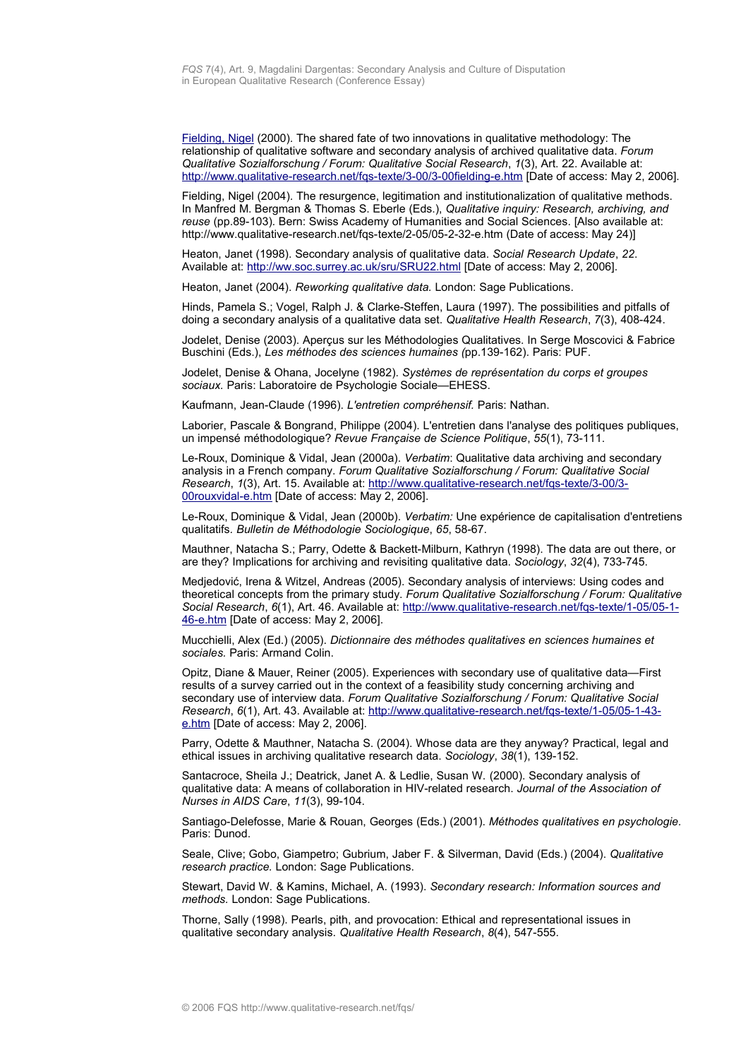[Fielding, Nigel](#) (2000). The shared fate of two innovations in qualitative methodology: The relationship of qualitative software and secondary analysis of archived qualitative data. *Forum Qualitative Sozialforschung / Forum: Qualitative Social Research*, *1*(3), Art. 22. Available at: [http://www.qualitative-research.net/fqs-texte/3-00/3-00fielding-e.htm](http://www.qualitative-research.net/fqs-texte/3-00/3-00fielding-e.htm) [Date of access: May 2, 2006].

Fielding, Nigel (2004). The resurgence, legitimation and institutionalization of qualitative methods. In Manfred M. Bergman & Thomas S. Eberle (Eds.), *Qualitative inquiry: Research, archiving, and reuse* (pp.89-103). Bern: Swiss Academy of Humanities and Social Sciences. [Also available at: http://www.qualitative-research.net/fqs-texte/2-05/05-2-32-e.htm (Date of access: May 24)]

Heaton, Janet (1998). Secondary analysis of qualitative data. *Social Research Update*, *22*. Available at: [http://ww.soc.surrey.ac.uk/sru/SRU22.html](http://ww.soc.surrey.ac.uk/sru/SRU22.html) [Date of access: May 2, 2006].

Heaton, Janet (2004). *Reworking qualitative data.* London: Sage Publications.

Hinds, Pamela S.; Vogel, Ralph J. & Clarke-Steffen, Laura (1997). The possibilities and pitfalls of doing a secondary analysis of a qualitative data set. *Qualitative Health Research*, *7*(3), 408-424.

Jodelet, Denise (2003). Aperçus sur les Méthodologies Qualitatives. In Serge Moscovici & Fabrice Buschini (Eds.), *Les méthodes des sciences humaines (*pp.139-162). Paris: PUF.

Jodelet, Denise & Ohana, Jocelyne (1982). *Systèmes de représentation du corps et groupes sociaux.* Paris: Laboratoire de Psychologie Sociale—EHESS.

Kaufmann, Jean-Claude (1996). *L'entretien compréhensif.* Paris: Nathan.

Laborier, Pascale & Bongrand, Philippe (2004). L'entretien dans l'analyse des politiques publiques, un impensé méthodologique? *Revue Française de Science Politique*, *55*(1), 73-111.

Le-Roux, Dominique & Vidal, Jean (2000a). *Verbatim*: Qualitative data archiving and secondary analysis in a French company. *Forum Qualitative Sozialforschung / Forum: Qualitative Social Research*, *1*(3), Art. 15. Available at: [http://www.qualitative-research.net/fqs-texte/3-00/3-00rouxvidal-e.htm](http://www.qualitative-research.net/fqs-texte/3-00/3-00rouxvidal-e.htm) [Date of access: May 2, 2006].

Le-Roux, Dominique & Vidal, Jean (2000b). *Verbatim:* Une expérience de capitalisation d'entretiens qualitatifs. *Bulletin de Méthodologie Sociologique*, *65*, 58-67.

Mauthner, Natacha S.; Parry, Odette & Backett-Milburn, Kathryn (1998). The data are out there, or are they? Implications for archiving and revisiting qualitative data. *Sociology*, *32*(4), 733-745.

Medjedović, Irena & Witzel, Andreas (2005). Secondary analysis of interviews: Using codes and theoretical concepts from the primary study. *Forum Qualitative Sozialforschung / Forum: Qualitative Social Research*, *6*(1), Art. 46. Available at: [http://www.qualitative-research.net/fqs-texte/1-05/05-1-46-e.htm](http://www.qualitative-research.net/fqs-texte/1-05/05-1-46-e.htm) [Date of access: May 2, 2006].

Mucchielli, Alex (Ed.) (2005). *Dictionnaire des méthodes qualitatives en sciences humaines et sociales.* Paris: Armand Colin.

Opitz, Diane & Mauer, Reiner (2005). Experiences with secondary use of qualitative data—First results of a survey carried out in the context of a feasibility study concerning archiving and secondary use of interview data. *Forum Qualitative Sozialforschung / Forum: Qualitative Social Research*, *6*(1), Art. 43. Available at: [http://www.qualitative-research.net/fqs-texte/1-05/05-1-43-e.htm](http://www.qualitative-research.net/fqs-texte/1-05/05-1-43-e.htm) [Date of access: May 2, 2006].

Parry, Odette & Mauthner, Natacha S. (2004). Whose data are they anyway? Practical, legal and ethical issues in archiving qualitative research data. *Sociology*, *38*(1), 139-152.

Santacroce, Sheila J.; Deatrick, Janet A. & Ledlie, Susan W. (2000). Secondary analysis of qualitative data: A means of collaboration in HIV-related research. *Journal of the Association of Nurses in AIDS Care*, *11*(3), 99-104.

Santiago-Delefosse, Marie & Rouan, Georges (Eds.) (2001). *Méthodes qualitatives en psychologie.* Paris: Dunod.

Seale, Clive; Gobo, Giampetro; Gubrium, Jaber F. & Silverman, David (Eds.) (2004). *Qualitative research practice.* London: Sage Publications.

Stewart, David W. & Kamins, Michael, A. (1993). *Secondary research: Information sources and methods.* London: Sage Publications.

Thorne, Sally (1998). Pearls, pith, and provocation: Ethical and representational issues in qualitative secondary analysis. *Qualitative Health Research*, *8*(4), 547-555.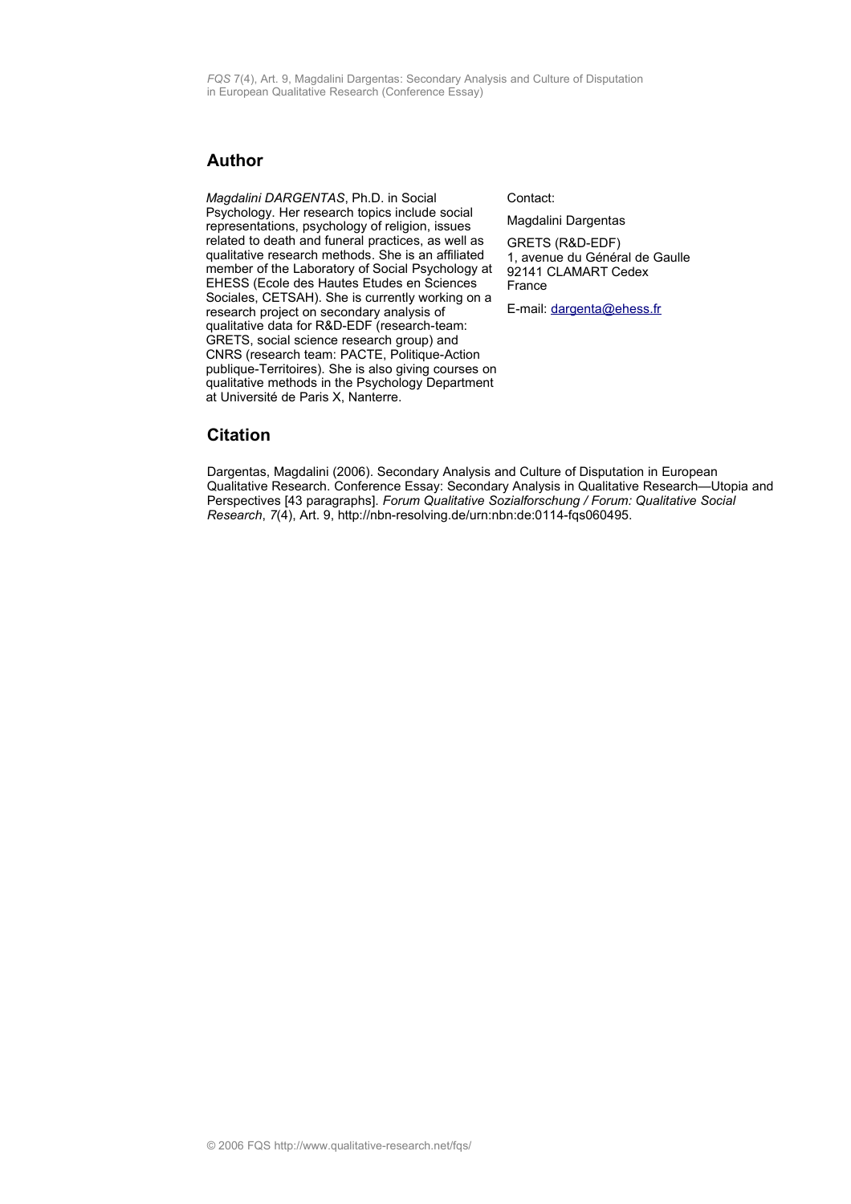## Author

*Magdalini DARGENTAS*, Ph.D. in Social Psychology. Her research topics include social representations, psychology of religion, issues related to death and funeral practices, as well as qualitative research methods. She is an affiliated member of the Laboratory of Social Psychology at EHESS (Ecole des Hautes Etudes en Sciences Sociales, CETSAH). She is currently working on a research project on secondary analysis of qualitative data for R&D-EDF (research-team: GRETS, social science research group) and CNRS (research team: PACTE, Politique-Action publique-Territoires). She is also giving courses on qualitative methods in the Psychology Department at Université de Paris X, Nanterre.

Contact:

Magdalini Dargentas

GRETS (R&D-EDF)
1, avenue du Général de Gaulle
92141 CLAMART Cedex
France

E-mail: dargenta@ehess.fr

## Citation

Dargentas, Magdalini (2006). Secondary Analysis and Culture of Disputation in European Qualitative Research. Conference Essay: Secondary Analysis in Qualitative Research—Utopia and Perspectives [43 paragraphs]. *Forum Qualitative Sozialforschung / Forum: Qualitative Social Research*, *7*(4), Art. 9, http://nbn-resolving.de/urn:nbn:de:0114-fqs060495.